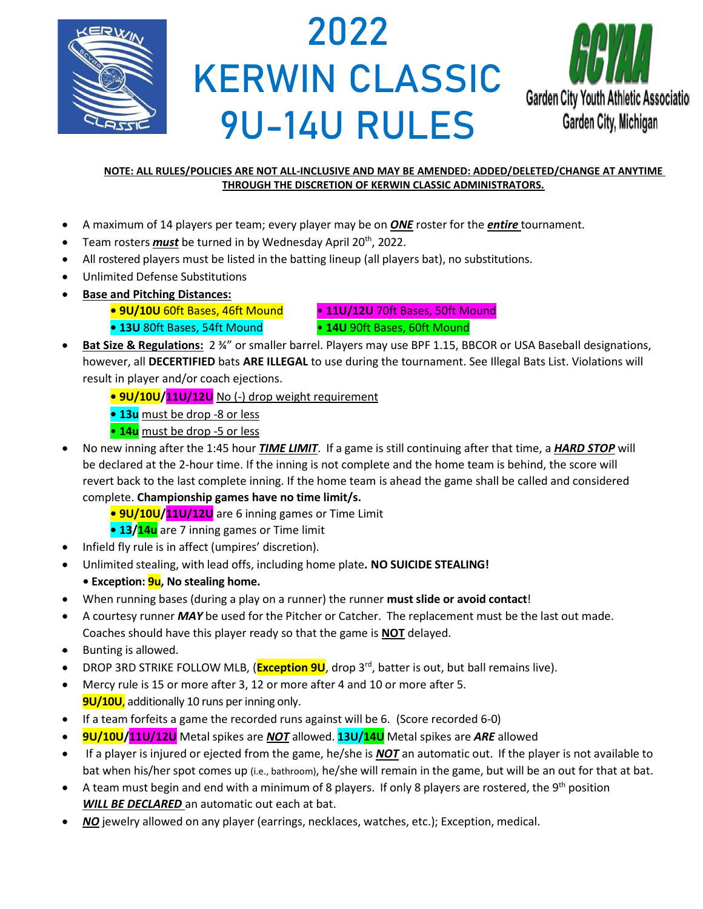# 2022 KERWIN CLASSIC 9U-14U RULES

Garden City Youth Athletic Association
Garden City, Michigan

**NOTE: ALL RULES/POLICIES ARE NOT ALL-INCLUSIVE AND MAY BE AMENDED: ADDED/DELETED/CHANGE AT ANYTIME THROUGH THE DISCRETION OF KERWIN CLASSIC ADMINISTRATORS.**

- A maximum of 14 players per team; every player may be on ***ONE*** roster for the ***entire*** tournament.
- Team rosters ***must*** be turned in by Wednesday April 20th, 2022.
- All rostered players must be listed in the batting lineup (all players bat), no substitutions.
- Unlimited Defense Substitutions
- **Base and Pitching Distances:**
  - **9U/10U** 60ft Bases, 46ft Mound
  - **11U/12U** 70ft Bases, 50ft Mound
  - **13U** 80ft Bases, 54ft Mound
  - **14U** 90ft Bases, 60ft Mound
- **Bat Size & Regulations:** 2 ¾" or smaller barrel. Players may use BPF 1.15, BBCOR or USA Baseball designations, however, all **DECERTIFIED** bats **ARE ILLEGAL** to use during the tournament. See Illegal Bats List. Violations will result in player and/or coach ejections.
  - **9U/10U/11U/12U** No (-) drop weight requirement
  - **13u** must be drop -8 or less
  - **14u** must be drop -5 or less
- No new inning after the 1:45 hour ***TIME LIMIT***. If a game is still continuing after that time, a ***HARD STOP*** will be declared at the 2-hour time. If the inning is not complete and the home team is behind, the score will revert back to the last complete inning. If the home team is ahead the game shall be called and considered complete. **Championship games have no time limit/s.**
  - **9U/10U/11U/12U** are 6 inning games or Time Limit
  - **13/14u** are 7 inning games or Time limit
- Infield fly rule is in affect (umpires' discretion).
- Unlimited stealing, with lead offs, including home plate**. NO SUICIDE STEALING!**
  - **Exception: 9u, No stealing home.**
- When running bases (during a play on a runner) the runner **must slide or avoid contact**!
- A courtesy runner ***MAY*** be used for the Pitcher or Catcher. The replacement must be the last out made. Coaches should have this player ready so that the game is **NOT** delayed.
- Bunting is allowed.
- DROP 3RD STRIKE FOLLOW MLB, (**Exception 9U**, drop 3rd, batter is out, but ball remains live).
- Mercy rule is 15 or more after 3, 12 or more after 4 and 10 or more after 5.
  **9U/10U**, additionally 10 runs per inning only.
- If a team forfeits a game the recorded runs against will be 6. (Score recorded 6-0)
- **9U/10U/11U/12U** Metal spikes are ***NOT*** allowed. **13U/14U** Metal spikes are ***ARE*** allowed
- If a player is injured or ejected from the game, he/she is ***NOT*** an automatic out. If the player is not available to bat when his/her spot comes up (i.e., bathroom), he/she will remain in the game, but will be an out for that at bat.
- A team must begin and end with a minimum of 8 players. If only 8 players are rostered, the 9th position ***WILL BE DECLARED*** an automatic out each at bat.
- ***NO*** jewelry allowed on any player (earrings, necklaces, watches, etc.); Exception, medical.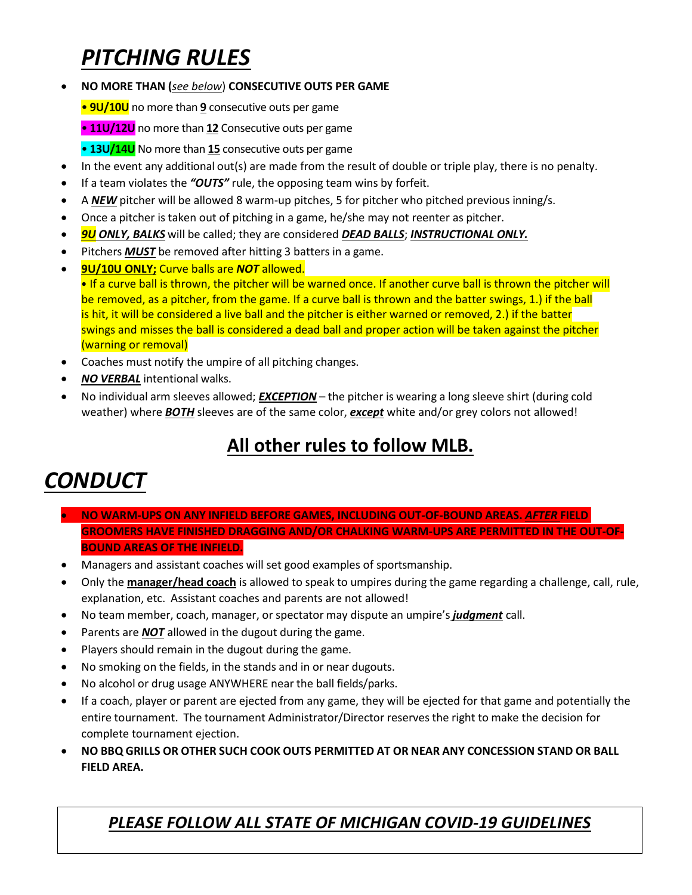# *PITCHING RULES*

- **NO MORE THAN (*see below*) CONSECUTIVE OUTS PER GAME**

  **• 9U/10U** no more than **9** consecutive outs per game

  **• 11U/12U** no more than **12** Consecutive outs per game

  **• 13U/14U** No more than **15** consecutive outs per game

- In the event any additional out(s) are made from the result of double or triple play, there is no penalty.
- If a team violates the ***"OUTS"*** rule, the opposing team wins by forfeit.
- A ***NEW*** pitcher will be allowed 8 warm-up pitches, 5 for pitcher who pitched previous inning/s.
- Once a pitcher is taken out of pitching in a game, he/she may not reenter as pitcher.
- ***9U ONLY, BALKS*** will be called; they are considered ***DEAD BALLS***; ***INSTRUCTIONAL ONLY.***
- Pitchers ***MUST*** be removed after hitting 3 batters in a game.
- **9U/10U ONLY;** Curve balls are ***NOT*** allowed.

  • If a curve ball is thrown, the pitcher will be warned once. If another curve ball is thrown the pitcher will be removed, as a pitcher, from the game. If a curve ball is thrown and the batter swings, 1.) if the ball is hit, it will be considered a live ball and the pitcher is either warned or removed, 2.) if the batter swings and misses the ball is considered a dead ball and proper action will be taken against the pitcher (warning or removal)
- Coaches must notify the umpire of all pitching changes.
- ***NO VERBAL*** intentional walks.
- No individual arm sleeves allowed; ***EXCEPTION*** – the pitcher is wearing a long sleeve shirt (during cold weather) where ***BOTH*** sleeves are of the same color, ***except*** white and/or grey colors not allowed!

## All other rules to follow MLB.

# *CONDUCT*

- **NO WARM-UPS ON ANY INFIELD BEFORE GAMES, INCLUDING OUT-OF-BOUND AREAS. *AFTER* FIELD GROOMERS HAVE FINISHED DRAGGING AND/OR CHALKING WARM-UPS ARE PERMITTED IN THE OUT-OF-BOUND AREAS OF THE INFIELD.**
- Managers and assistant coaches will set good examples of sportsmanship.
- Only the **manager/head coach** is allowed to speak to umpires during the game regarding a challenge, call, rule, explanation, etc. Assistant coaches and parents are not allowed!
- No team member, coach, manager, or spectator may dispute an umpire's ***judgment*** call.
- Parents are ***NOT*** allowed in the dugout during the game.
- Players should remain in the dugout during the game.
- No smoking on the fields, in the stands and in or near dugouts.
- No alcohol or drug usage ANYWHERE near the ball fields/parks.
- If a coach, player or parent are ejected from any game, they will be ejected for that game and potentially the entire tournament. The tournament Administrator/Director reserves the right to make the decision for complete tournament ejection.
- **NO BBQ GRILLS OR OTHER SUCH COOK OUTS PERMITTED AT OR NEAR ANY CONCESSION STAND OR BALL FIELD AREA.**

***PLEASE FOLLOW ALL STATE OF MICHIGAN COVID-19 GUIDELINES***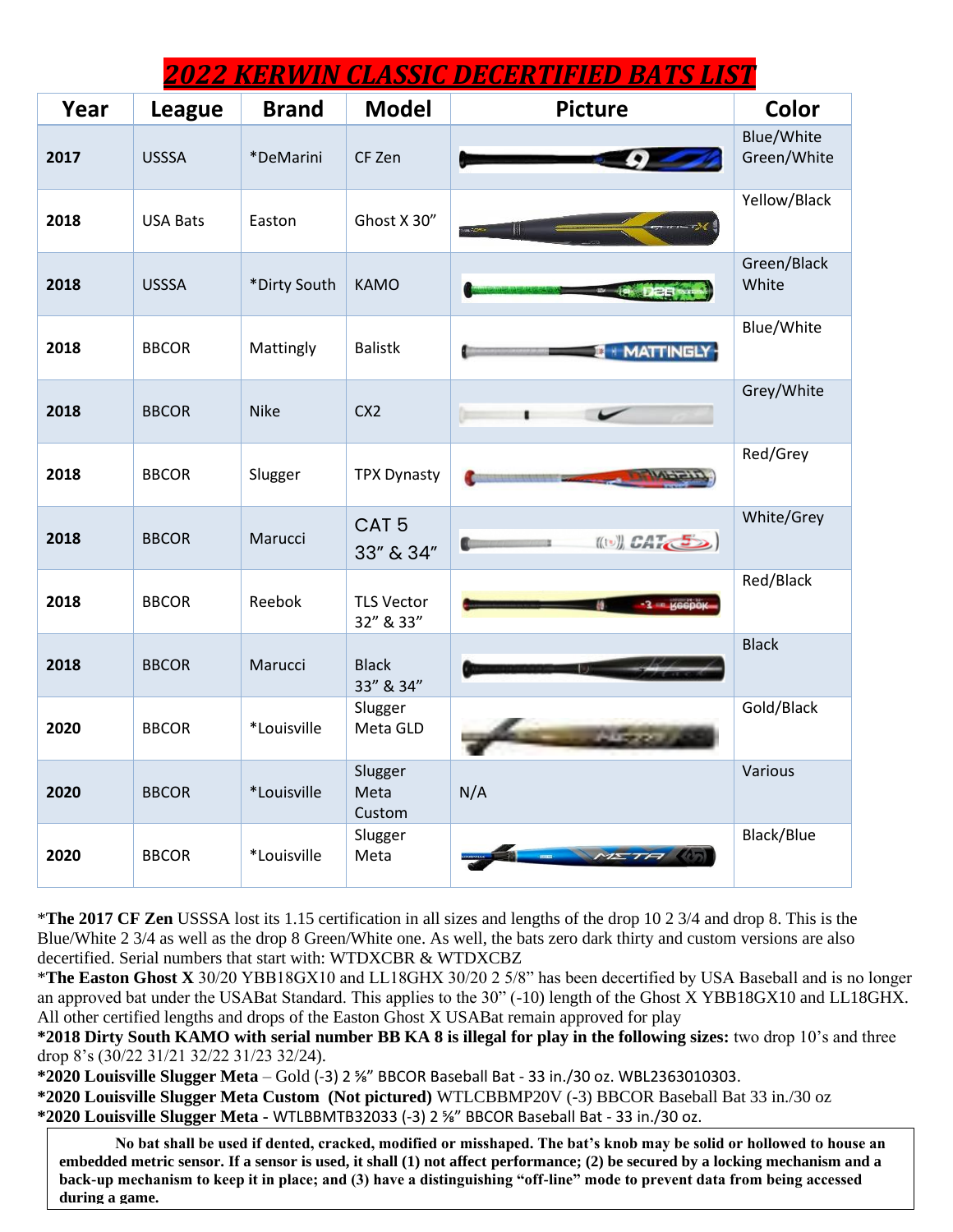# 2022 KERWIN CLASSIC DECERTIFIED BATS LIST

| Year | League | Brand | Model | Picture | Color |
|---|---|---|---|---|---|
| 2017 | USSSA | *DeMarini | CF Zen | | Blue/White Green/White |
| 2018 | USA Bats | Easton | Ghost X 30" | | Yellow/Black |
| 2018 | USSSA | *Dirty South | KAMO | | Green/Black White |
| 2018 | BBCOR | Mattingly | Balistk | | Blue/White |
| 2018 | BBCOR | Nike | CX2 | | Grey/White |
| 2018 | BBCOR | Slugger | TPX Dynasty | | Red/Grey |
| 2018 | BBCOR | Marucci | CAT 5 33" & 34" | | White/Grey |
| 2018 | BBCOR | Reebok | TLS Vector 32" & 33" | | Red/Black |
| 2018 | BBCOR | Marucci | Black 33" & 34" | | Black |
| 2020 | BBCOR | *Louisville | Slugger Meta GLD | | Gold/Black |
| 2020 | BBCOR | *Louisville | Slugger Meta Custom | N/A | Various |
| 2020 | BBCOR | *Louisville | Slugger Meta | | Black/Blue |

***The 2017 CF Zen** USSSA lost its 1.15 certification in all sizes and lengths of the drop 10 2 3/4 and drop 8. This is the Blue/White 2 3/4 as well as the drop 8 Green/White one. As well, the bats zero dark thirty and custom versions are also decertified. Serial numbers that start with: WTDXCBR & WTDXCBZ

***The Easton Ghost X** 30/20 YBB18GX10 and LL18GHX 30/20 2 5/8" has been decertified by USA Baseball and is no longer an approved bat under the USABat Standard. This applies to the 30" (-10) length of the Ghost X YBB18GX10 and LL18GHX. All other certified lengths and drops of the Easton Ghost X USABat remain approved for play

***2018 Dirty South KAMO with serial number BB KA 8 is illegal for play in the following sizes:** two drop 10's and three drop 8's (30/22 31/21 32/22 31/23 32/24).

***2020 Louisville Slugger Meta** – Gold (-3) 2 ⅝" BBCOR Baseball Bat - 33 in./30 oz. WBL2363010303.

***2020 Louisville Slugger Meta Custom (Not pictured)** WTLCBBMP20V (-3) BBCOR Baseball Bat 33 in./30 oz

***2020 Louisville Slugger Meta -** WTLBBMTB32033 (-3) 2 ⅝" BBCOR Baseball Bat - 33 in./30 oz.

**No bat shall be used if dented, cracked, modified or misshaped. The bat's knob may be solid or hollowed to house an embedded metric sensor. If a sensor is used, it shall (1) not affect performance; (2) be secured by a locking mechanism and a back-up mechanism to keep it in place; and (3) have a distinguishing "off-line" mode to prevent data from being accessed during a game.**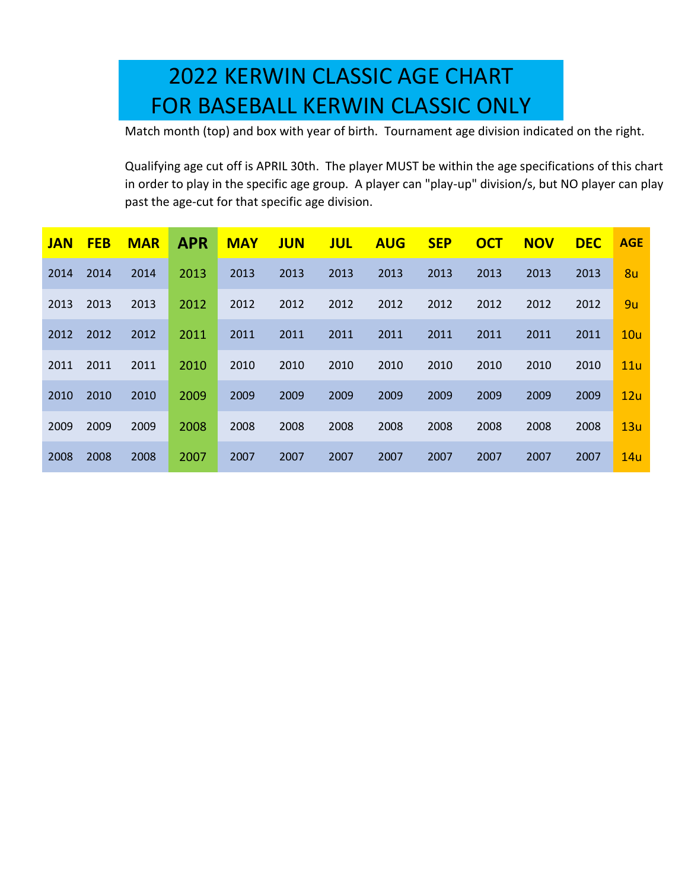# 2022 KERWIN CLASSIC AGE CHART
# FOR BASEBALL KERWIN CLASSIC ONLY

Match month (top) and box with year of birth. Tournament age division indicated on the right.

Qualifying age cut off is APRIL 30th. The player MUST be within the age specifications of this chart in order to play in the specific age group. A player can "play-up" division/s, but NO player can play past the age-cut for that specific age division.

| JAN | FEB | MAR | APR | MAY | JUN | JUL | AUG | SEP | OCT | NOV | DEC | AGE |
|---|---|---|---|---|---|---|---|---|---|---|---|---|
| 2014 | 2014 | 2014 | 2013 | 2013 | 2013 | 2013 | 2013 | 2013 | 2013 | 2013 | 2013 | 8u |
| 2013 | 2013 | 2013 | 2012 | 2012 | 2012 | 2012 | 2012 | 2012 | 2012 | 2012 | 2012 | 9u |
| 2012 | 2012 | 2012 | 2011 | 2011 | 2011 | 2011 | 2011 | 2011 | 2011 | 2011 | 2011 | 10u |
| 2011 | 2011 | 2011 | 2010 | 2010 | 2010 | 2010 | 2010 | 2010 | 2010 | 2010 | 2010 | 11u |
| 2010 | 2010 | 2010 | 2009 | 2009 | 2009 | 2009 | 2009 | 2009 | 2009 | 2009 | 2009 | 12u |
| 2009 | 2009 | 2009 | 2008 | 2008 | 2008 | 2008 | 2008 | 2008 | 2008 | 2008 | 2008 | 13u |
| 2008 | 2008 | 2008 | 2007 | 2007 | 2007 | 2007 | 2007 | 2007 | 2007 | 2007 | 2007 | 14u |